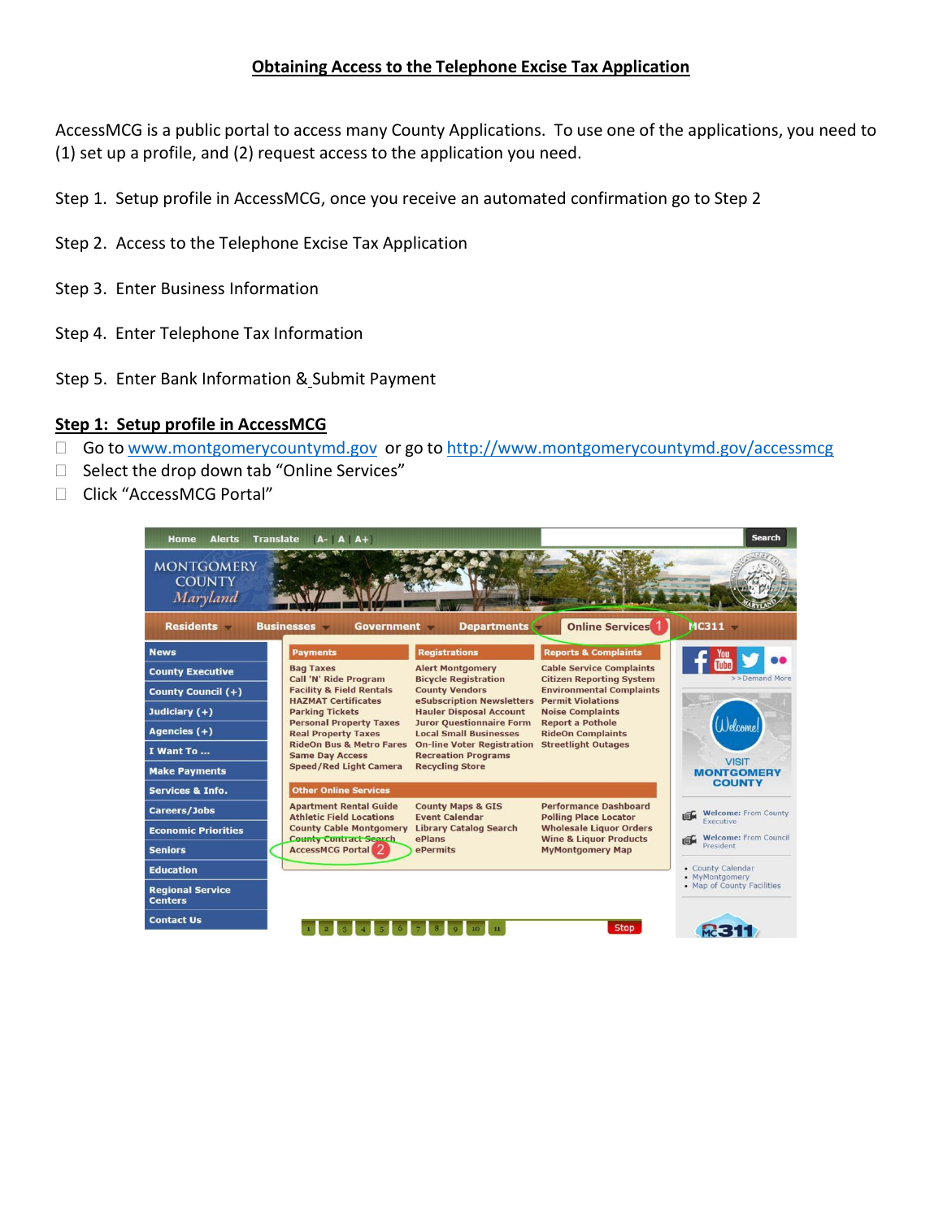## Obtaining Access to the Telephone Excise Tax Application

AccessMCG is a public portal to access many County Applications. To use one of the applications, you need to (1) set up a profile, and (2) request access to the application you need.

Step 1. Setup profile in AccessMCG, once you receive an automated confirmation go to Step 2

Step 2. Access to the Telephone Excise Tax Application

Step 3. Enter Business Information

Step 4. Enter Telephone Tax Information

Step 5. Enter Bank Information & Submit Payment

### Step 1: Setup profile in AccessMCG

- Go to www.montgomerycountymd.gov or go to http://www.montgomerycountymd.gov/accessmcg
- Select the drop down tab "Online Services"
- Click "AccessMCG Portal"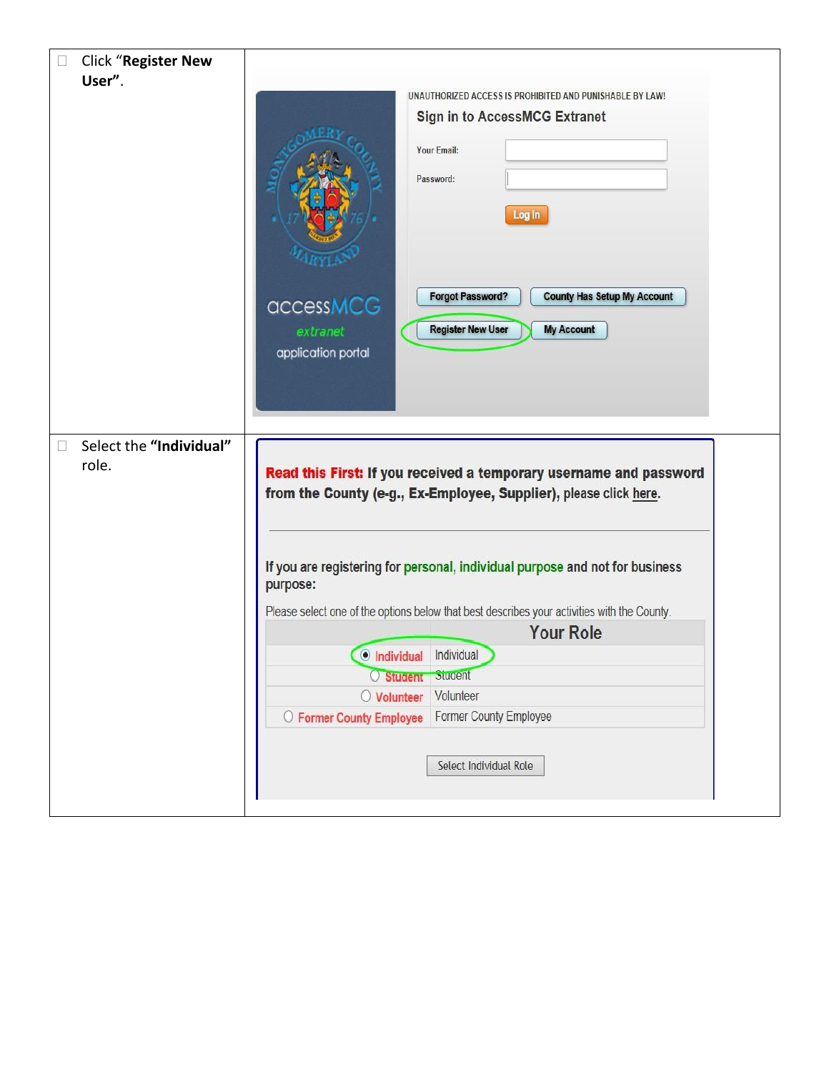| | |
|---|---|
| ☐ Click "**Register New User**". | UNAUTHORIZED ACCESS IS PROHIBITED AND PUNISHABLE BY LAW!<br>Sign in to AccessMCG Extranet<br>Your Email:<br>Password:<br>Log In<br>Forgot Password? County Has Setup My Account<br>Register New User My Account<br>accessMCG extranet application portal |
| ☐ Select the **"Individual"** role. | **Read this First:** If you received a temporary username and password from the County (e.g., Ex-Employee, Supplier), please click here.<br><br>If you are registering for personal, individual purpose and not for business purpose:<br><br>Please select one of the options below that best describes your activities with the County.<br><br>Your Role<br>◉ Individual — Individual<br>○ Student — Student<br>○ Volunteer — Volunteer<br>○ Former County Employee — Former County Employee<br><br>Select Individual Role |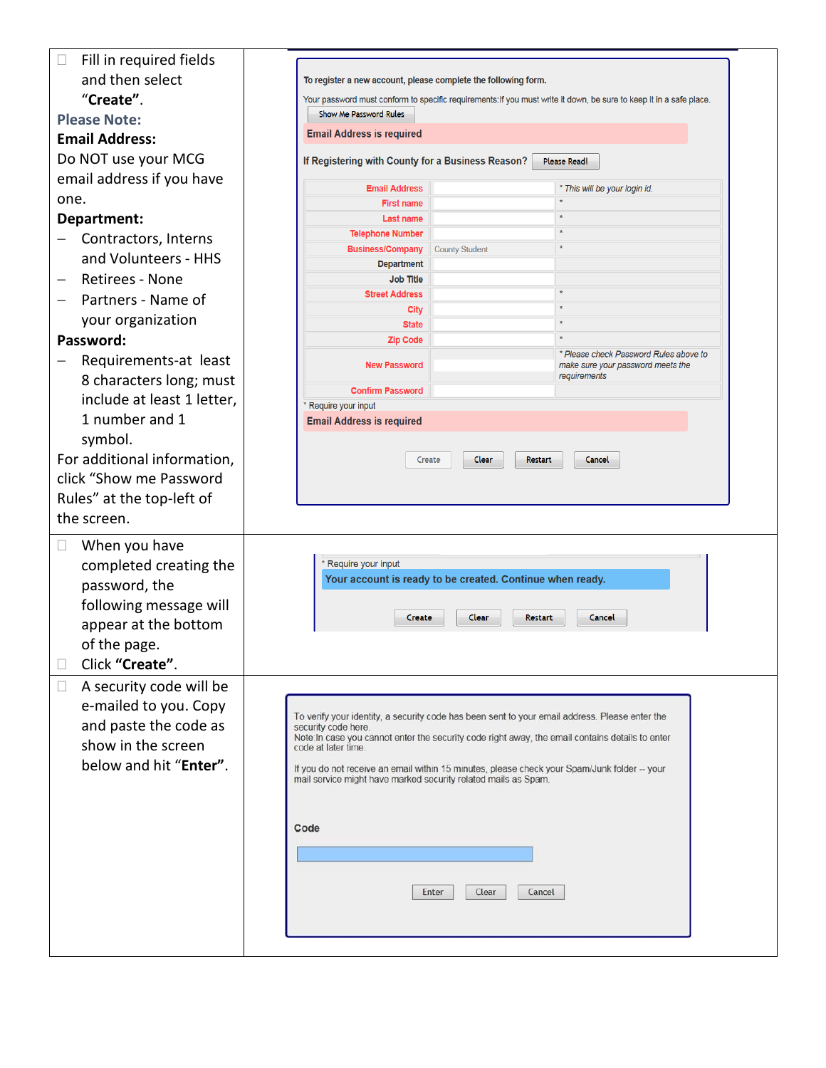| Instructions | Screen |
| --- | --- |
| ☐ Fill in required fields and then select "**Create"**.<br>**Please Note:**<br>**Email Address:**<br>Do NOT use your MCG email address if you have one.<br>**Department:**<br>– Contractors, Interns and Volunteers - HHS<br>– Retirees - None<br>– Partners - Name of your organization<br>**Password:**<br>– Requirements-at least 8 characters long; must include at least 1 letter, 1 number and 1 symbol.<br>For additional information, click "Show me Password Rules" at the top-left of the screen. | To register a new account, please complete the following form.<br>Your password must conform to specific requirements:If you must write it down, be sure to keep it in a safe place.<br>Show Me Password Rules<br>Email Address is required<br>If Registering with County for a Business Reason? Please Read!<br>Email Address — * This will be your login id.<br>First name *<br>Last name *<br>Telephone Number *<br>Business/Company — County Student *<br>Department<br>Job Title<br>Street Address *<br>City *<br>State *<br>Zip Code *<br>New Password — * Please check Password Rules above to make sure your password meets the requirements<br>Confirm Password<br>* Require your input<br>Email Address is required<br>Create Clear Restart Cancel |
| ☐ When you have completed creating the password, the following message will appear at the bottom of the page.<br>☐ Click **"Create"**. | * Require your input<br>Your account is ready to be created. Continue when ready.<br>Create Clear Restart Cancel |
| ☐ A security code will be e-mailed to you. Copy and paste the code as show in the screen below and hit "**Enter"**. | To verify your identity, a security code has been sent to your email address. Please enter the security code here.<br>Note:In case you cannot enter the security code right away, the email contains details to enter code at later time.<br>If you do not receive an email within 15 minutes, please check your Spam/Junk folder -- your mail service might have marked security related mails as Spam.<br>Code<br>Enter Clear Cancel |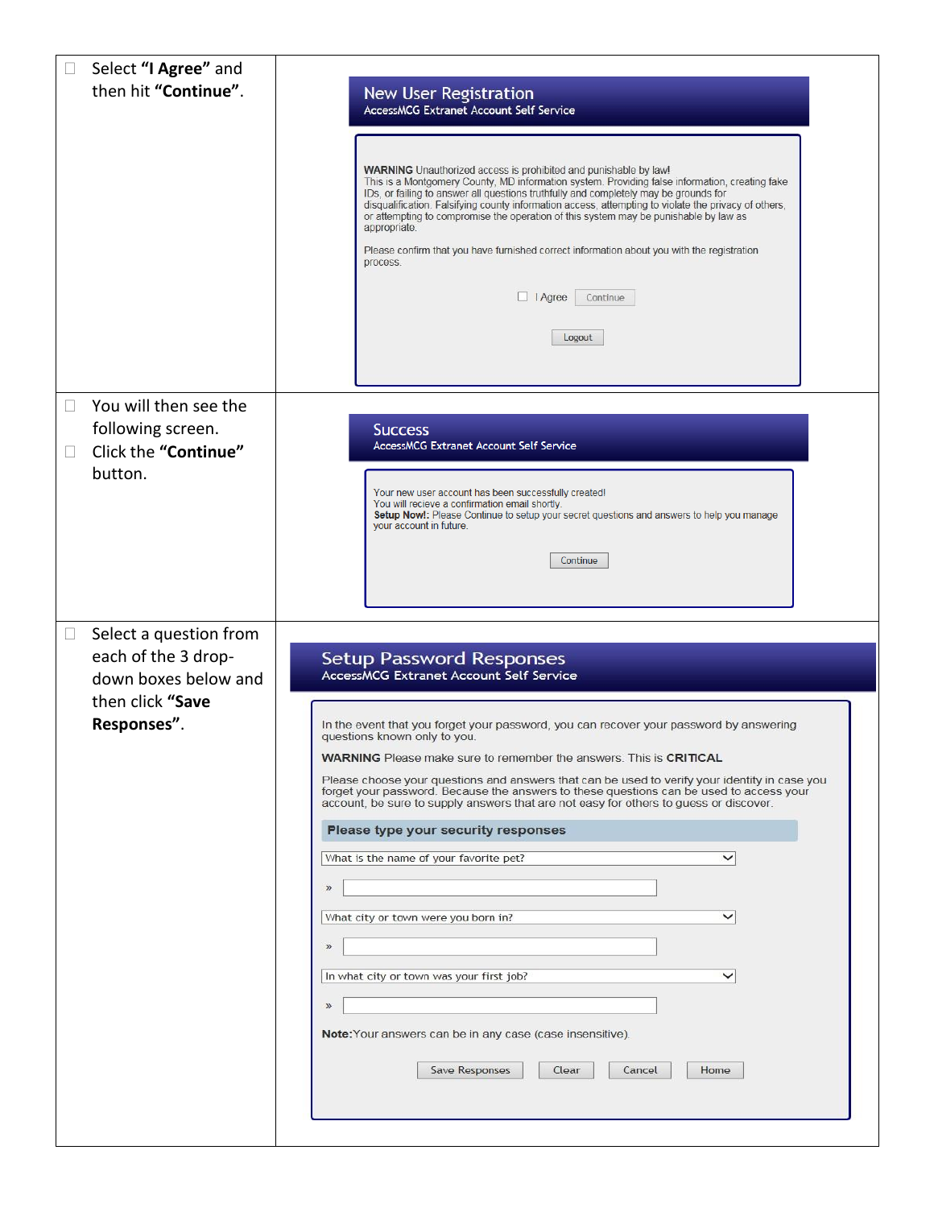| | |
|---|---|
| ☐ Select **"I Agree"** and then hit **"Continue"**. | **New User Registration**<br>AccessMCG Extranet Account Self Service<br><br>**WARNING** Unauthorized access is prohibited and punishable by law!<br>This is a Montgomery County, MD information system. Providing false information, creating fake IDs, or failing to answer all questions truthfully and completely may be grounds for disqualification. Falsifying county information access, attempting to violate the privacy of others, or attempting to compromise the operation of this system may be punishable by law as appropriate.<br><br>Please confirm that you have furnished correct information about you with the registration process.<br><br>☐ I Agree [Continue]<br><br>[Logout] |
| ☐ You will then see the following screen.<br>☐ Click the **"Continue"** button. | **Success**<br>AccessMCG Extranet Account Self Service<br><br>Your new user account has been successfully created!<br>You will recieve a confirmation email shortly.<br>**Setup Now!:** Please Continue to setup your secret questions and answers to help you manage your account in future.<br><br>[Continue] |
| ☐ Select a question from each of the 3 drop-down boxes below and then click **"Save Responses"**. | **Setup Password Responses**<br>AccessMCG Extranet Account Self Service<br><br>In the event that you forget your password, you can recover your password by answering questions known only to you.<br><br>**WARNING** Please make sure to remember the answers. This is **CRITICAL**<br><br>Please choose your questions and answers that can be used to verify your identity in case you forget your password. Because the answers to these questions can be used to access your account, be sure to supply answers that are not easy for others to guess or discover.<br><br>**Please type your security responses**<br><br>What is the name of your favorite pet?<br>»<br>What city or town were you born in?<br>»<br>In what city or town was your first job?<br>»<br><br>**Note:** Your answers can be in any case (case insensitive).<br><br>[Save Responses] [Clear] [Cancel] [Home] |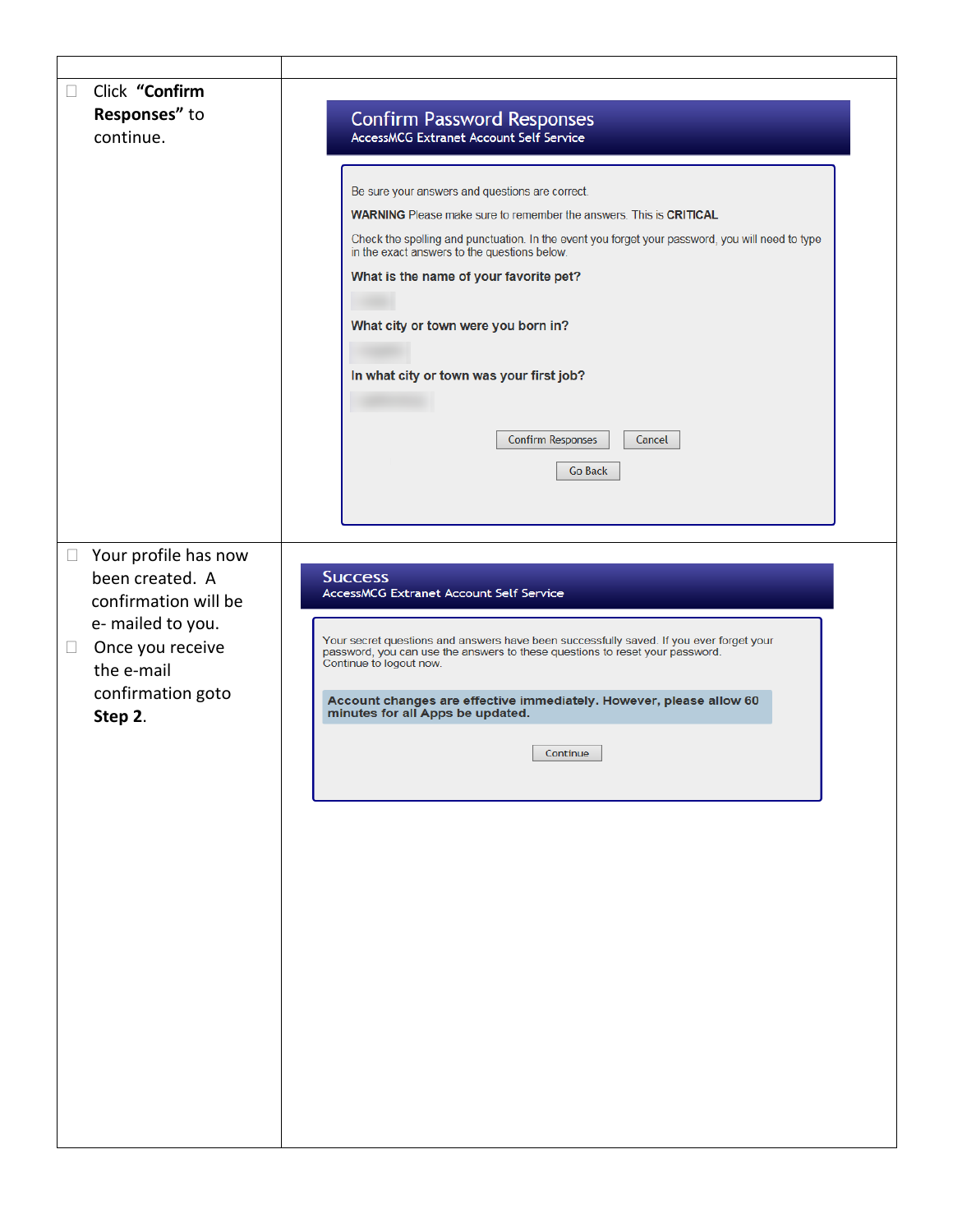| | |
|---|---|
| ☐ Click **"Confirm Responses"** to continue. | **Confirm Password Responses**<br>AccessMCG Extranet Account Self Service<br><br>Be sure your answers and questions are correct.<br>**WARNING** Please make sure to remember the answers. This is **CRITICAL**<br>Check the spelling and punctuation. In the event you forget your password, you will need to type in the exact answers to the questions below.<br>**What is the name of your favorite pet?**<br>**What city or town were you born in?**<br>**In what city or town was your first job?**<br>[Confirm Responses] [Cancel]<br>[Go Back] |
| ☐ Your profile has now been created. A confirmation will be e- mailed to you.<br>☐ Once you receive the e-mail confirmation goto **Step 2**. | **Success**<br>AccessMCG Extranet Account Self Service<br><br>Your secret questions and answers have been successfully saved. If you ever forget your password, you can use the answers to these questions to reset your password.<br>Continue to logout now.<br>**Account changes are effective immediately. However, please allow 60 minutes for all Apps be updated.**<br>[Continue] |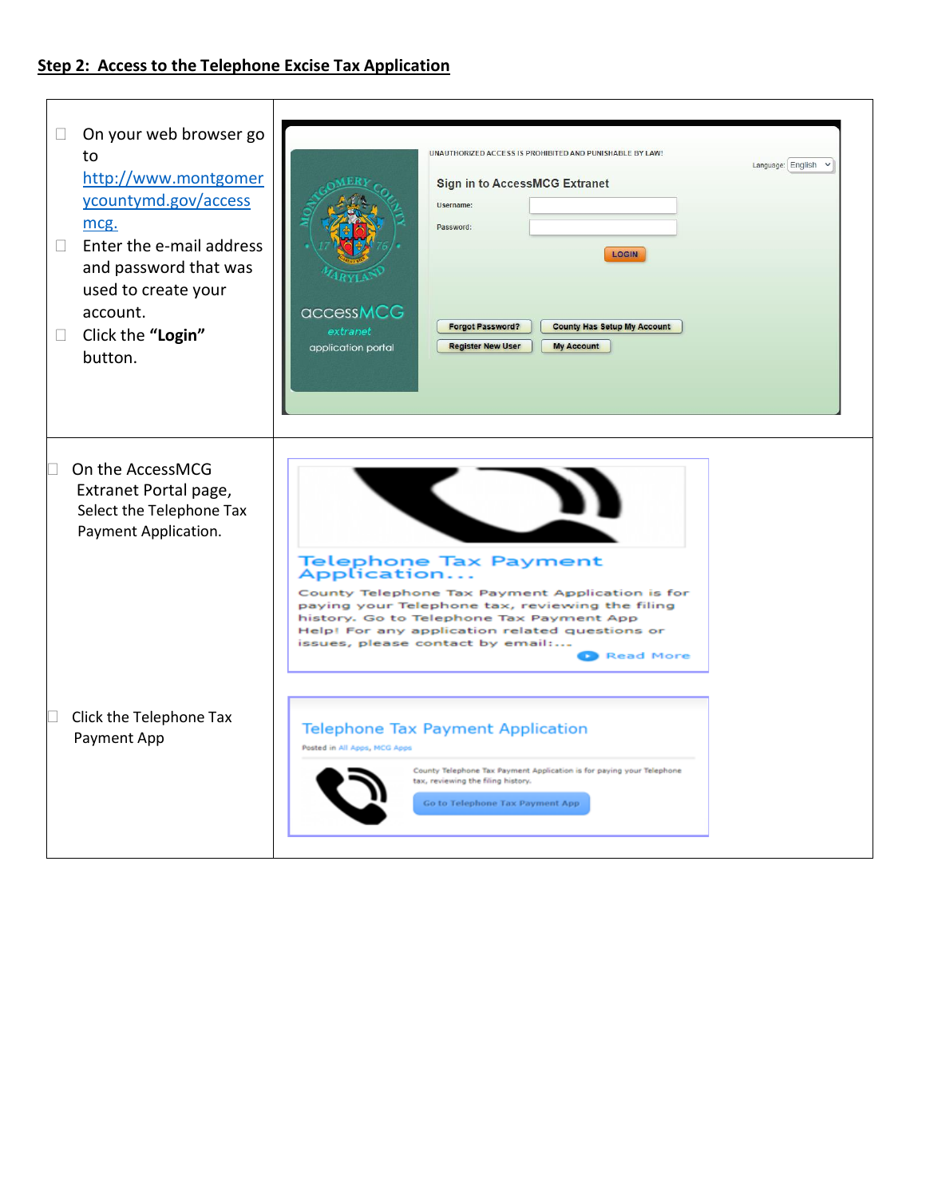## Step 2: Access to the Telephone Excise Tax Application

| | |
|---|---|
| ☐ On your web browser go to http://www.montgomerycountymd.gov/accessmcg.<br>☐ Enter the e-mail address and password that was used to create your account.<br>☐ Click the **"Login"** button. | UNAUTHORIZED ACCESS IS PROHIBITED AND PUNISHABLE BY LAW!<br>Language: English<br>Sign in to AccessMCG Extranet<br>Username:<br>Password:<br>LOGIN<br>Forgot Password? County Has Setup My Account<br>Register New User My Account<br>accessMCG extranet application portal |
| ☐ On the AccessMCG Extranet Portal page, Select the Telephone Tax Payment Application.<br><br>☐ Click the Telephone Tax Payment App | Telephone Tax Payment Application...<br>County Telephone Tax Payment Application is for paying your Telephone tax, reviewing the filing history. Go to Telephone Tax Payment App Help! For any application related questions or issues, please contact by email:...<br>Read More<br><br>Telephone Tax Payment Application<br>Posted in All Apps, MCG Apps<br>County Telephone Tax Payment Application is for paying your Telephone tax, reviewing the filing history.<br>Go to Telephone Tax Payment App |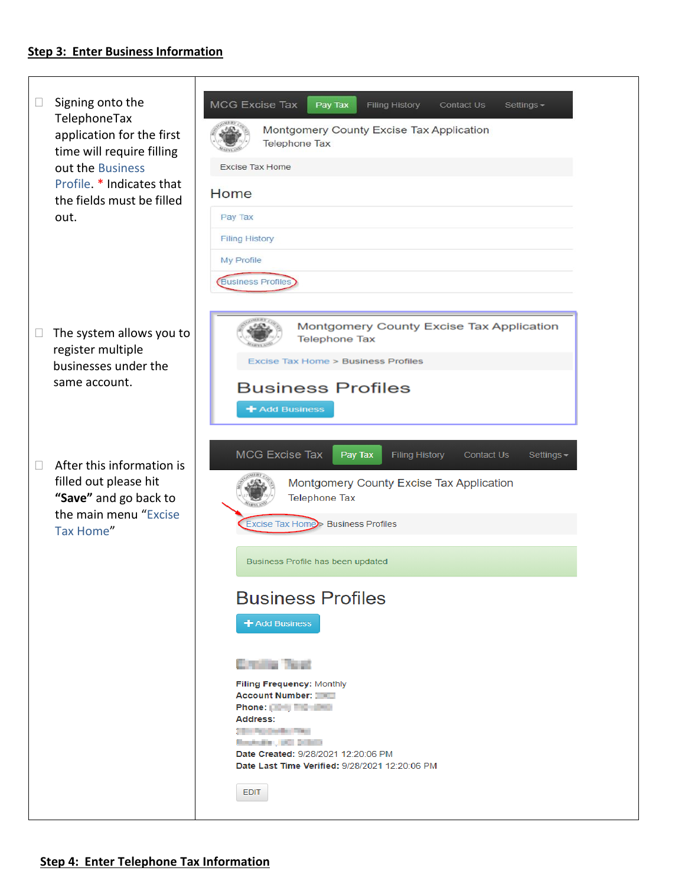## Step 3: Enter Business Information

| | |
|---|---|
| ☐ Signing onto the TelephoneTax application for the first time will require filling out the Business Profile. * Indicates that the fields must be filled out. | MCG Excise Tax · Pay Tax · Filing History · Contact Us · Settings<br>Montgomery County Excise Tax Application<br>Telephone Tax<br>Excise Tax Home<br>**Home**<br>Pay Tax<br>Filing History<br>My Profile<br>Business Profiles |
| ☐ The system allows you to register multiple businesses under the same account. | Montgomery County Excise Tax Application<br>Telephone Tax<br>Excise Tax Home > Business Profiles<br>**Business Profiles**<br>+ Add Business |
| ☐ After this information is filled out please hit **"Save"** and go back to the main menu "Excise Tax Home" | MCG Excise Tax · Pay Tax · Filing History · Contact Us · Settings<br>Montgomery County Excise Tax Application<br>Telephone Tax<br>Excise Tax Home > Business Profiles<br>Business Profile has been updated<br>**Business Profiles**<br>+ Add Business<br>**Filing Frequency:** Monthly<br>**Account Number:**<br>**Phone:**<br>**Address:**<br>**Date Created:** 9/28/2021 12:20:06 PM<br>**Date Last Time Verified:** 9/28/2021 12:20:06 PM<br>EDIT |

## Step 4: Enter Telephone Tax Information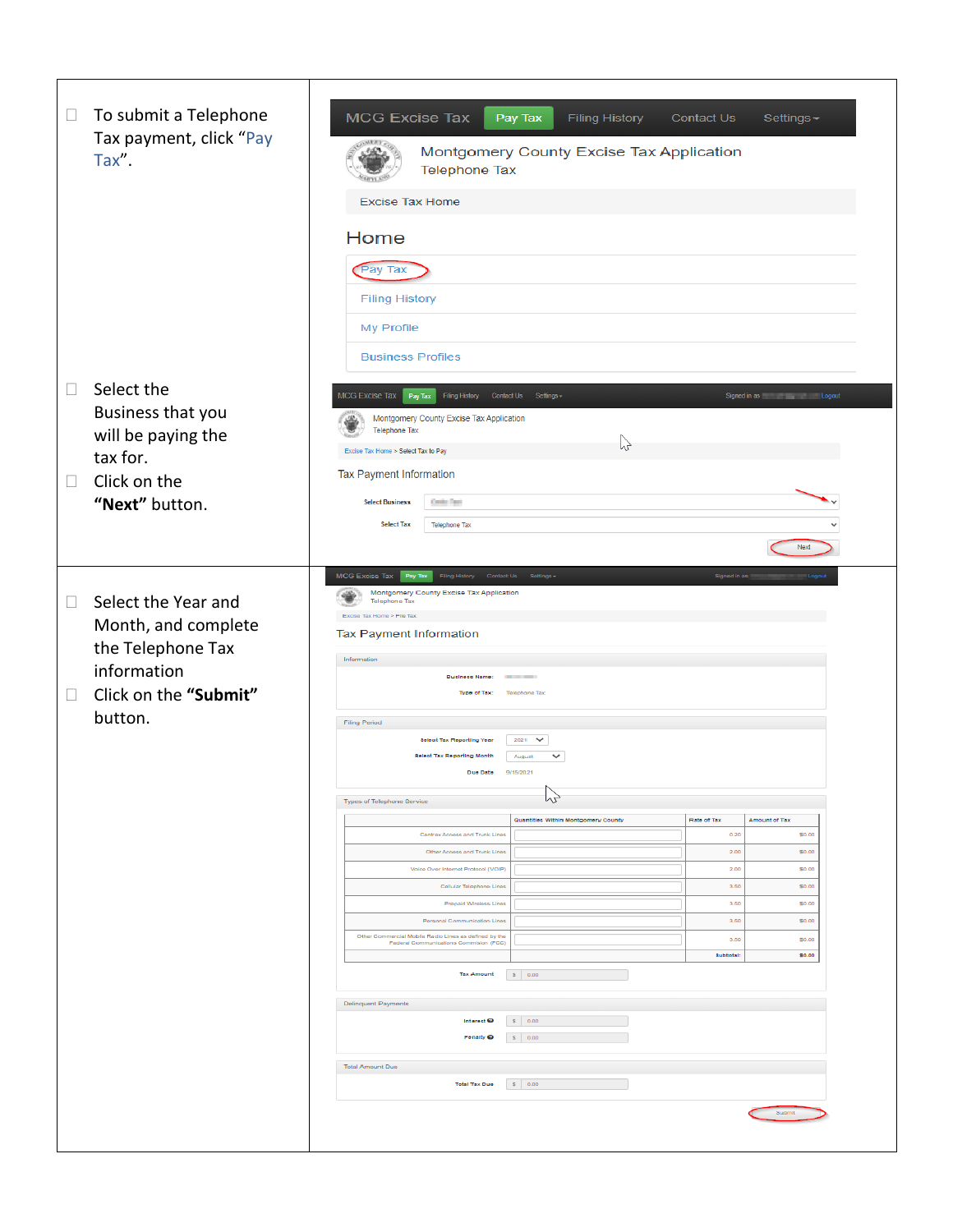| | |
|---|---|
| ☐ To submit a Telephone Tax payment, click "Pay Tax". | MCG Excise Tax · Pay Tax · Filing History · Contact Us · Settings<br>Montgomery County Excise Tax Application<br>Telephone Tax<br>Excise Tax Home<br>Home<br>Pay Tax<br>Filing History<br>My Profile<br>Business Profiles |
| ☐ Select the Business that you will be paying the tax for.<br>☐ Click on the **"Next"** button. | MCG Excise Tax · Pay Tax · Filing History · Contact Us · Settings · Signed in as · Logout<br>Montgomery County Excise Tax Application<br>Telephone Tax<br>Excise Tax Home > Select Tax to Pay<br>Tax Payment Information<br>Select Business<br>Select Tax: Telephone Tax<br>Next |
| ☐ Select the Year and Month, and complete the Telephone Tax information<br>☐ Click on the **"Submit"** button. | MCG Excise Tax · Pay Tax · Filing History · Contact Us · Settings · Signed in as · Logout<br>Montgomery County Excise Tax Application<br>Telephone Tax<br>Excise Tax Home > File Tax<br>Tax Payment Information<br>Information — Business Name: · Type of Tax: Telephone Tax<br>Filing Period — Select Tax Reporting Year: 2021 · Select Tax Reporting Month: August · Due Date: 9/15/2021<br>Types of Telephone Service — Quantities Within Montgomery County · Rate of Tax · Amount of Tax<br>Centrex Access and Trunk Lines: 0.20, $0.00<br>Other Access and Trunk Lines: 2.00, $0.00<br>Voice Over Internet Protocol (VOIP): 2.00, $0.00<br>Cellular Telephone Lines: 3.50, $0.00<br>Prepaid Wireless Lines: 3.50, $0.00<br>Personal Communication Lines: 3.50, $0.00<br>Other Commercial Mobile Radio Lines as defined by the Federal Communications Commission (FCC): 3.50, $0.00<br>Subtotal: $0.00<br>Tax Amount: $ 0.00<br>Delinquent Payments — Interest: $ 0.00 · Penalty: $ 0.00<br>Total Amount Due — Total Tax Due: $ 0.00<br>Submit |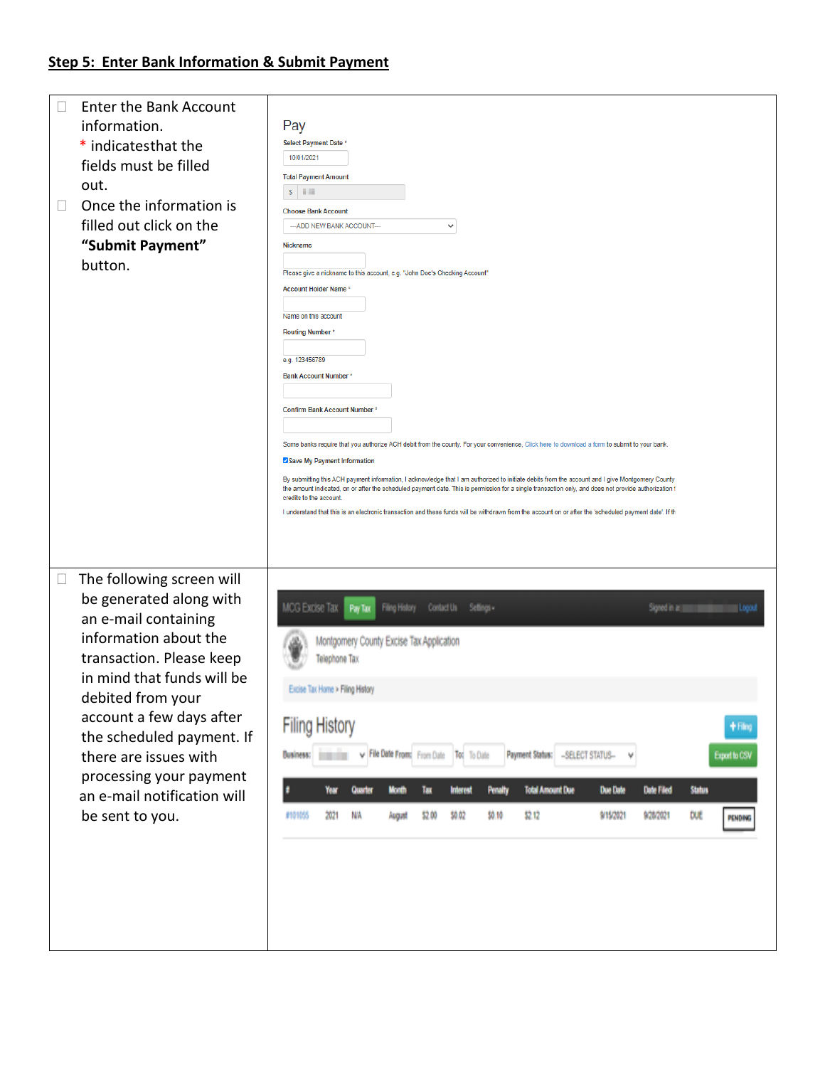## Step 5: Enter Bank Information & Submit Payment

| | |
|---|---|
| ☐ Enter the Bank Account information. * indicates the fields must be filled out. ☐ Once the information is filled out click on the **"Submit Payment"** button. | Pay<br>Select Payment Date *<br>10/01/2021<br>Total Payment Amount<br>$<br>Choose Bank Account<br>---ADD NEW BANK ACCOUNT---<br>Nickname<br>Please give a nickname to this account, e.g. "John Doe's Checking Account"<br>Account Holder Name *<br>Name on this account<br>Routing Number *<br>e.g. 123456789<br>Bank Account Number *<br>Confirm Bank Account Number *<br>Some banks require that you authorize ACH debit from the county. For your convenience, Click here to download a form to submit to your bank.<br>☑ Save My Payment Information<br>By submitting this ACH payment information, I acknowledge that I am authorized to initiate debits from the account and I give Montgomery County the amount indicated, on or after the scheduled payment date. This is permission for a single transaction only, and does not provide authorization f credits to the account.<br>I understand that this is an electronic transaction and these funds will be withdrawn from the account on or after the 'scheduled payment date'. If th |
| ☐ The following screen will be generated along with an e-mail containing information about the transaction. Please keep in mind that funds will be debited from your account a few days after the scheduled payment. If there are issues with processing your payment an e-mail notification will be sent to you. | MCG Excise Tax · Pay Tax · Filing History · Contact Us · Settings · Signed in as · Logout<br>Montgomery County Excise Tax Application<br>Telephone Tax<br>Excise Tax Home › Filing History<br>Filing History<br>+ Filing<br>Business: · File Date From: From Date · To: To Date · Payment Status: --SELECT STATUS-- · Export to CSV<br>\# · Year · Quarter · Month · Tax · Interest · Penalty · Total Amount Due · Due Date · Date Filed · Status<br>#101055 · 2021 · N/A · August · $2.00 · $0.02 · $0.10 · $2.12 · 9/15/2021 · 9/28/2021 · DUE · PENDING |